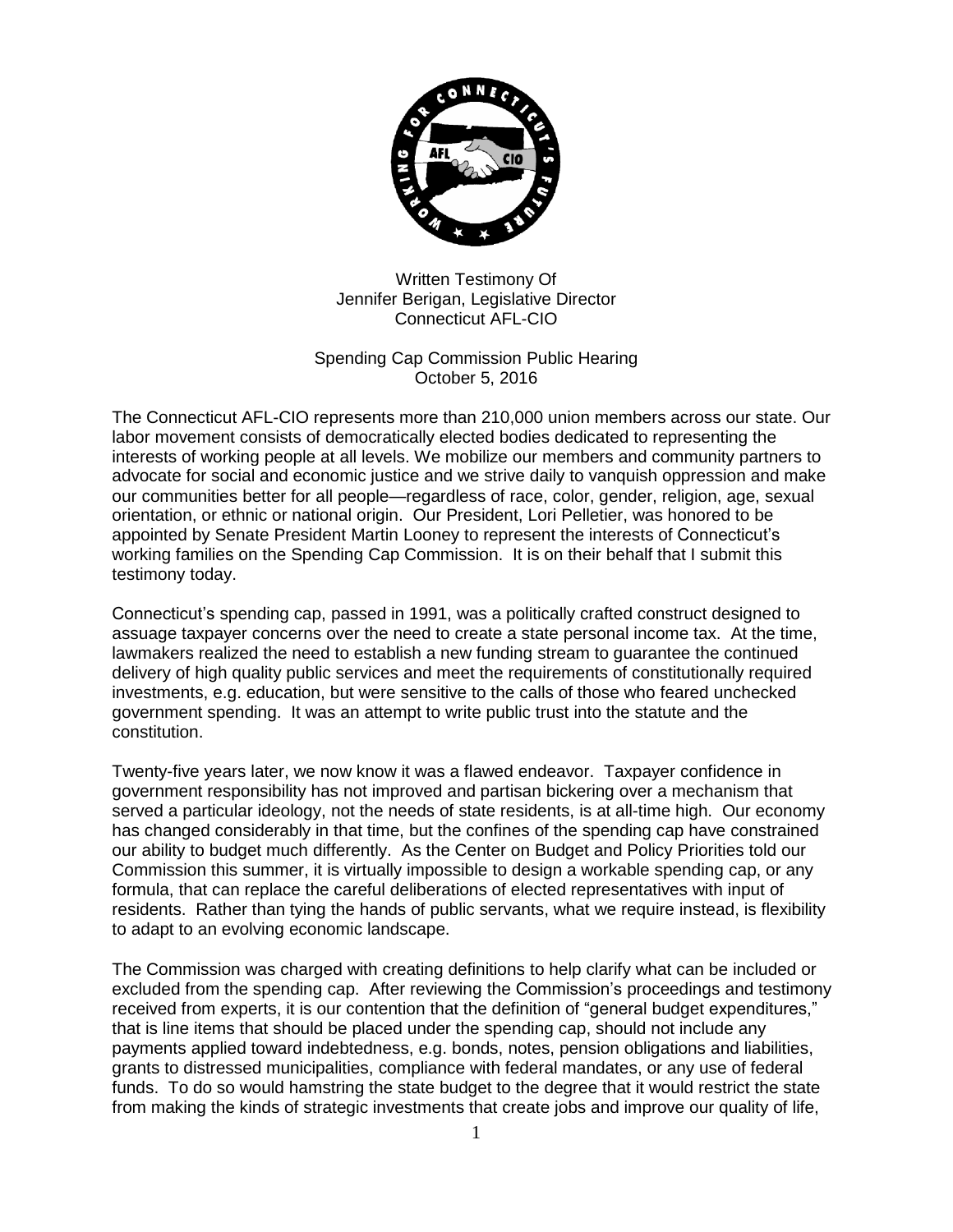Written Testimony Of
Jennifer Berigan, Legislative Director
Connecticut AFL-CIO

Spending Cap Commission Public Hearing
October 5, 2016

The Connecticut AFL-CIO represents more than 210,000 union members across our state. Our labor movement consists of democratically elected bodies dedicated to representing the interests of working people at all levels. We mobilize our members and community partners to advocate for social and economic justice and we strive daily to vanquish oppression and make our communities better for all people—regardless of race, color, gender, religion, age, sexual orientation, or ethnic or national origin. Our President, Lori Pelletier, was honored to be appointed by Senate President Martin Looney to represent the interests of Connecticut's working families on the Spending Cap Commission. It is on their behalf that I submit this testimony today.

Connecticut's spending cap, passed in 1991, was a politically crafted construct designed to assuage taxpayer concerns over the need to create a state personal income tax. At the time, lawmakers realized the need to establish a new funding stream to guarantee the continued delivery of high quality public services and meet the requirements of constitutionally required investments, e.g. education, but were sensitive to the calls of those who feared unchecked government spending. It was an attempt to write public trust into the statute and the constitution.

Twenty-five years later, we now know it was a flawed endeavor. Taxpayer confidence in government responsibility has not improved and partisan bickering over a mechanism that served a particular ideology, not the needs of state residents, is at all-time high. Our economy has changed considerably in that time, but the confines of the spending cap have constrained our ability to budget much differently. As the Center on Budget and Policy Priorities told our Commission this summer, it is virtually impossible to design a workable spending cap, or any formula, that can replace the careful deliberations of elected representatives with input of residents. Rather than tying the hands of public servants, what we require instead, is flexibility to adapt to an evolving economic landscape.

The Commission was charged with creating definitions to help clarify what can be included or excluded from the spending cap. After reviewing the Commission's proceedings and testimony received from experts, it is our contention that the definition of "general budget expenditures," that is line items that should be placed under the spending cap, should not include any payments applied toward indebtedness, e.g. bonds, notes, pension obligations and liabilities, grants to distressed municipalities, compliance with federal mandates, or any use of federal funds. To do so would hamstring the state budget to the degree that it would restrict the state from making the kinds of strategic investments that create jobs and improve our quality of life,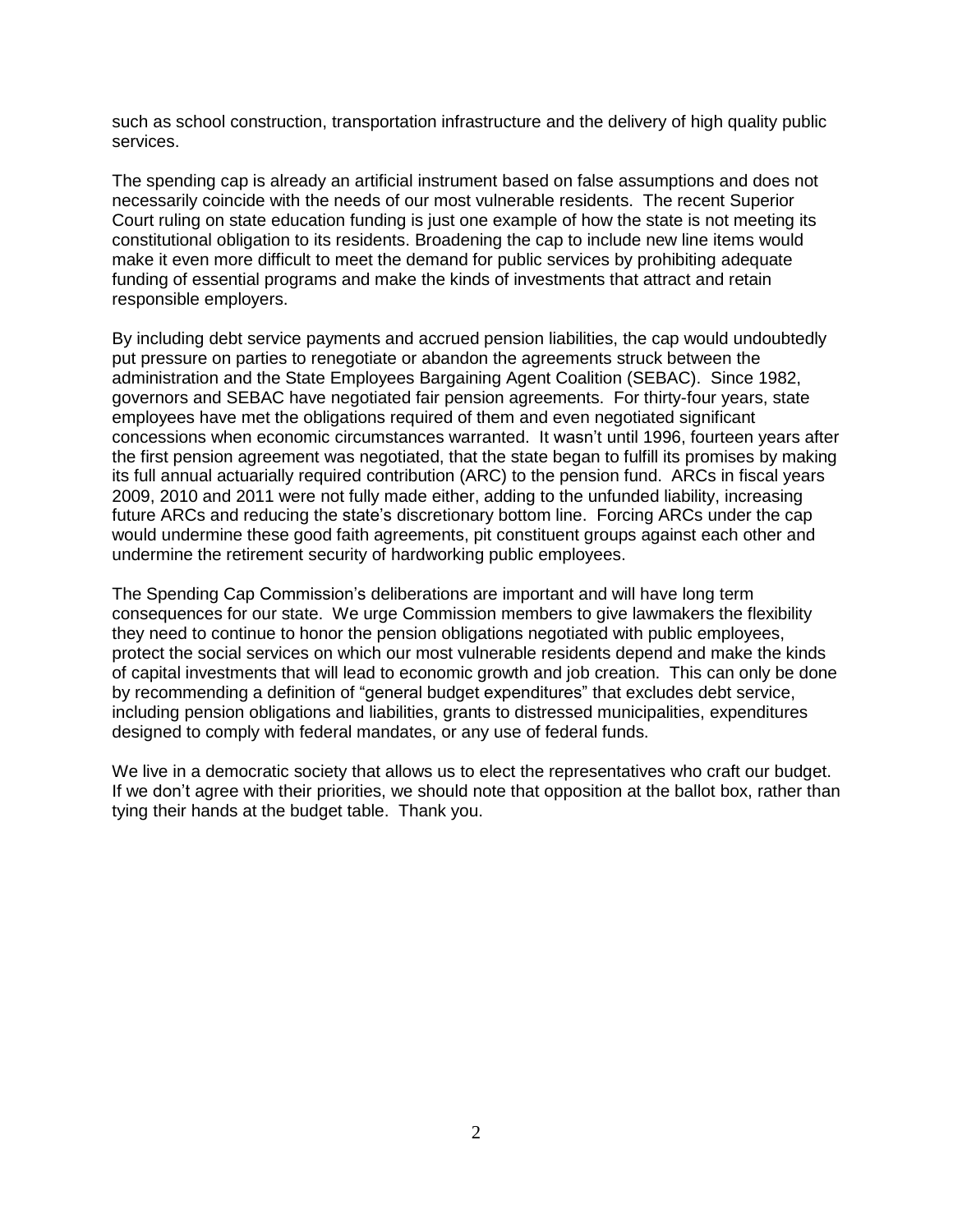such as school construction, transportation infrastructure and the delivery of high quality public services.

The spending cap is already an artificial instrument based on false assumptions and does not necessarily coincide with the needs of our most vulnerable residents. The recent Superior Court ruling on state education funding is just one example of how the state is not meeting its constitutional obligation to its residents. Broadening the cap to include new line items would make it even more difficult to meet the demand for public services by prohibiting adequate funding of essential programs and make the kinds of investments that attract and retain responsible employers.

By including debt service payments and accrued pension liabilities, the cap would undoubtedly put pressure on parties to renegotiate or abandon the agreements struck between the administration and the State Employees Bargaining Agent Coalition (SEBAC). Since 1982, governors and SEBAC have negotiated fair pension agreements. For thirty-four years, state employees have met the obligations required of them and even negotiated significant concessions when economic circumstances warranted. It wasn't until 1996, fourteen years after the first pension agreement was negotiated, that the state began to fulfill its promises by making its full annual actuarially required contribution (ARC) to the pension fund. ARCs in fiscal years 2009, 2010 and 2011 were not fully made either, adding to the unfunded liability, increasing future ARCs and reducing the state's discretionary bottom line. Forcing ARCs under the cap would undermine these good faith agreements, pit constituent groups against each other and undermine the retirement security of hardworking public employees.

The Spending Cap Commission's deliberations are important and will have long term consequences for our state. We urge Commission members to give lawmakers the flexibility they need to continue to honor the pension obligations negotiated with public employees, protect the social services on which our most vulnerable residents depend and make the kinds of capital investments that will lead to economic growth and job creation. This can only be done by recommending a definition of "general budget expenditures" that excludes debt service, including pension obligations and liabilities, grants to distressed municipalities, expenditures designed to comply with federal mandates, or any use of federal funds.

We live in a democratic society that allows us to elect the representatives who craft our budget. If we don't agree with their priorities, we should note that opposition at the ballot box, rather than tying their hands at the budget table. Thank you.